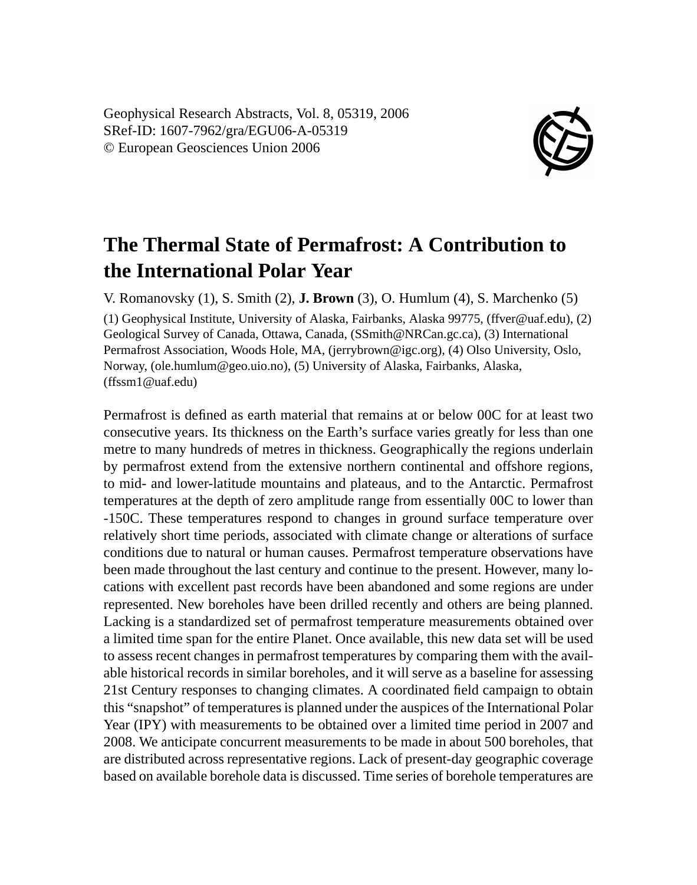# The Thermal State of Permafrost: A Contribution to the International Polar Year

V. Romanovsky (1), S. Smith (2), **J. Brown** (3), O. Humlum (4), S. Marchenko (5)

(1) Geophysical Institute, University of Alaska, Fairbanks, Alaska 99775, (ffver@uaf.edu), (2) Geological Survey of Canada, Ottawa, Canada, (SSmith@NRCan.gc.ca), (3) International Permafrost Association, Woods Hole, MA, (jerrybrown@igc.org), (4) Olso University, Oslo, Norway, (ole.humlum@geo.uio.no), (5) University of Alaska, Fairbanks, Alaska, (ffssm1@uaf.edu)

Permafrost is defined as earth material that remains at or below 00C for at least two consecutive years. Its thickness on the Earth's surface varies greatly for less than one metre to many hundreds of metres in thickness. Geographically the regions underlain by permafrost extend from the extensive northern continental and offshore regions, to mid- and lower-latitude mountains and plateaus, and to the Antarctic. Permafrost temperatures at the depth of zero amplitude range from essentially 00C to lower than -150C. These temperatures respond to changes in ground surface temperature over relatively short time periods, associated with climate change or alterations of surface conditions due to natural or human causes. Permafrost temperature observations have been made throughout the last century and continue to the present. However, many locations with excellent past records have been abandoned and some regions are under represented. New boreholes have been drilled recently and others are being planned. Lacking is a standardized set of permafrost temperature measurements obtained over a limited time span for the entire Planet. Once available, this new data set will be used to assess recent changes in permafrost temperatures by comparing them with the available historical records in similar boreholes, and it will serve as a baseline for assessing 21st Century responses to changing climates. A coordinated field campaign to obtain this "snapshot" of temperatures is planned under the auspices of the International Polar Year (IPY) with measurements to be obtained over a limited time period in 2007 and 2008. We anticipate concurrent measurements to be made in about 500 boreholes, that are distributed across representative regions. Lack of present-day geographic coverage based on available borehole data is discussed. Time series of borehole temperatures are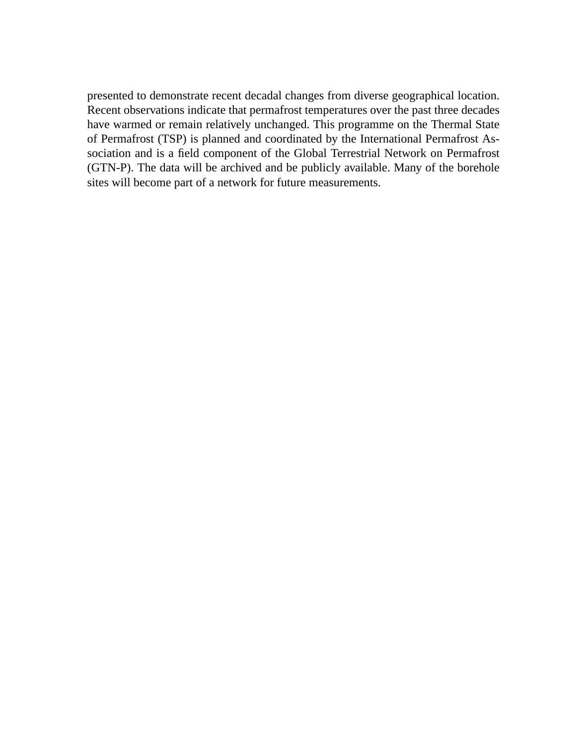presented to demonstrate recent decadal changes from diverse geographical location. Recent observations indicate that permafrost temperatures over the past three decades have warmed or remain relatively unchanged. This programme on the Thermal State of Permafrost (TSP) is planned and coordinated by the International Permafrost Association and is a field component of the Global Terrestrial Network on Permafrost (GTN-P). The data will be archived and be publicly available. Many of the borehole sites will become part of a network for future measurements.